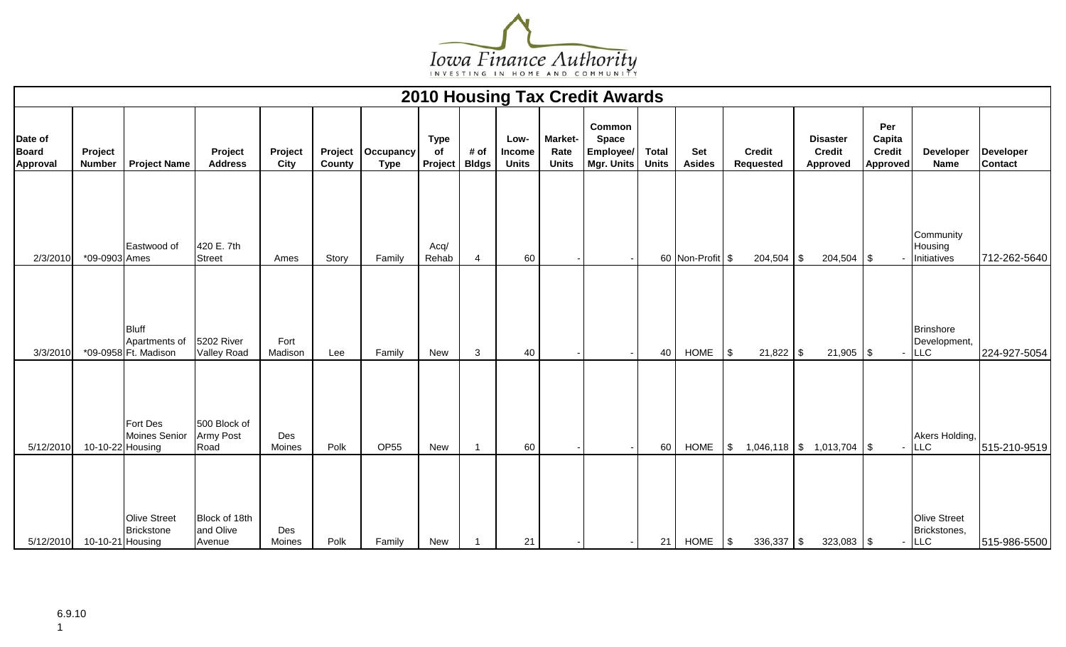Iowa Finance Authority

INVESTING IN HOME AND COMMUNITY

# 2010 Housing Tax Credit Awards

| Date of Board Approval | Project Number | Project Name | Project Address | Project City | Project County | Occupancy Type | Type of Project | # of Bldgs | Low-Income Units | Market-Rate Units | Common Space Employee/ Mgr. Units | Total Units | Set Asides | Credit Requested | Disaster Credit Approved | Per Capita Credit Approved | Developer Name | Developer Contact |
|---|---|---|---|---|---|---|---|---|---|---|---|---|---|---|---|---|---|---|
| 2/3/2010 | *09-0903 | Eastwood of Ames | 420 E. 7th Street | Ames | Story | Family | Acq/ Rehab | 4 | 60 | - | - | 60 | Non-Profit | $ 204,504 | $ 204,504 | $ - | Community Housing Initiatives | 712-262-5640 |
| 3/3/2010 | *09-0958 | Bluff Apartments of Ft. Madison | 5202 River Valley Road | Fort Madison | Lee | Family | New | 3 | 40 | - | - | 40 | HOME | $ 21,822 | $ 21,905 | $ - | Brinshore Development, LLC | 224-927-5054 |
| 5/12/2010 | 10-10-22 | Fort Des Moines Senior Housing | 500 Block of Army Post Road | Des Moines | Polk | OP55 | New | 1 | 60 | - | - | 60 | HOME | $ 1,046,118 | $ 1,013,704 | $ - | Akers Holding, LLC | 515-210-9519 |
| 5/12/2010 | 10-10-21 | Olive Street Brickstone Housing | Block of 18th and Olive Avenue | Des Moines | Polk | Family | New | 1 | 21 | - | - | 21 | HOME | $ 336,337 | $ 323,083 | $ - | Olive Street Brickstones, LLC | 515-986-5500 |

6.9.10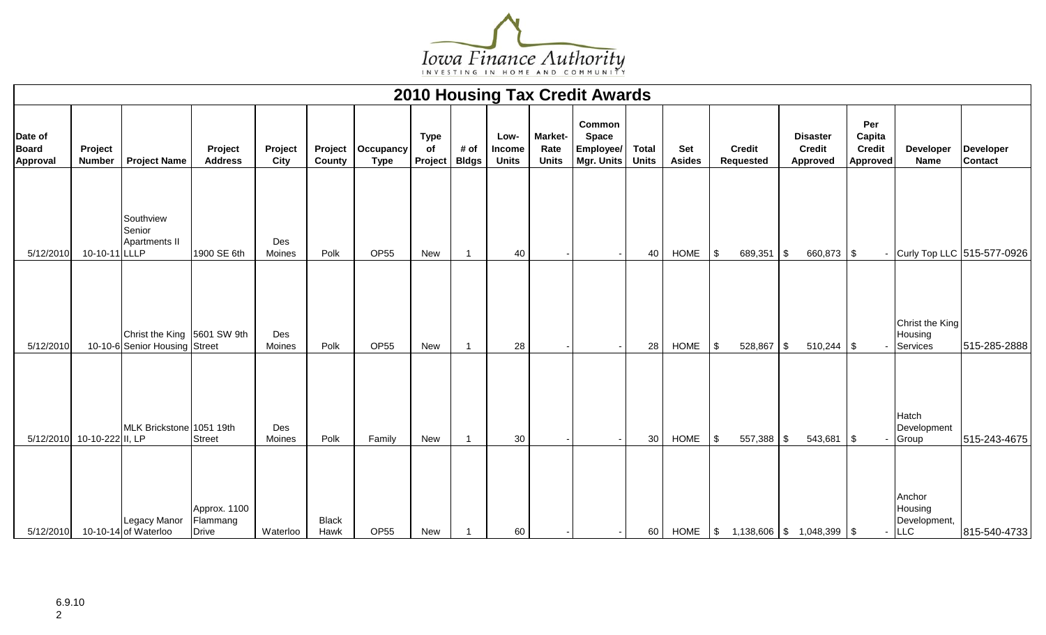Iowa Finance Authority

INVESTING IN HOME AND COMMUNITY

## 2010 Housing Tax Credit Awards

| Date of Board Approval | Project Number | Project Name | Project Address | Project City | Project County | Occupancy Type | Type of Project | # of Bldgs | Low-Income Units | Market-Rate Units | Common Space Employee/ Mgr. Units | Total Units | Set Asides | Credit Requested | Disaster Credit Approved | Per Capita Credit Approved | Developer Name | Developer Contact |
|---|---|---|---|---|---|---|---|---|---|---|---|---|---|---|---|---|---|---|
| 5/12/2010 | 10-10-11 | Southview Senior Apartments II LLLP | 1900 SE 6th | Des Moines | Polk | OP55 | New | 1 | 40 | - | - | 40 | HOME | $ 689,351 | $ 660,873 | $ - | Curly Top LLC | 515-577-0926 |
| 5/12/2010 | 10-10-6 | Christ the King Senior Housing | 5601 SW 9th Street | Des Moines | Polk | OP55 | New | 1 | 28 | - | - | 28 | HOME | $ 528,867 | $ 510,244 | $ - | Christ the King Housing Services | 515-285-2888 |
| 5/12/2010 | 10-10-222 | MLK Brickstone II, LP | 1051 19th Street | Des Moines | Polk | Family | New | 1 | 30 | - | - | 30 | HOME | $ 557,388 | $ 543,681 | $ - | Hatch Development Group | 515-243-4675 |
| 5/12/2010 | 10-10-14 | Legacy Manor of Waterloo | Approx. 1100 Flammang Drive | Waterloo | Black Hawk | OP55 | New | 1 | 60 | - | - | 60 | HOME | $ 1,138,606 | $ 1,048,399 | $ - | Anchor Housing Development, LLC | 815-540-4733 |

6.9.10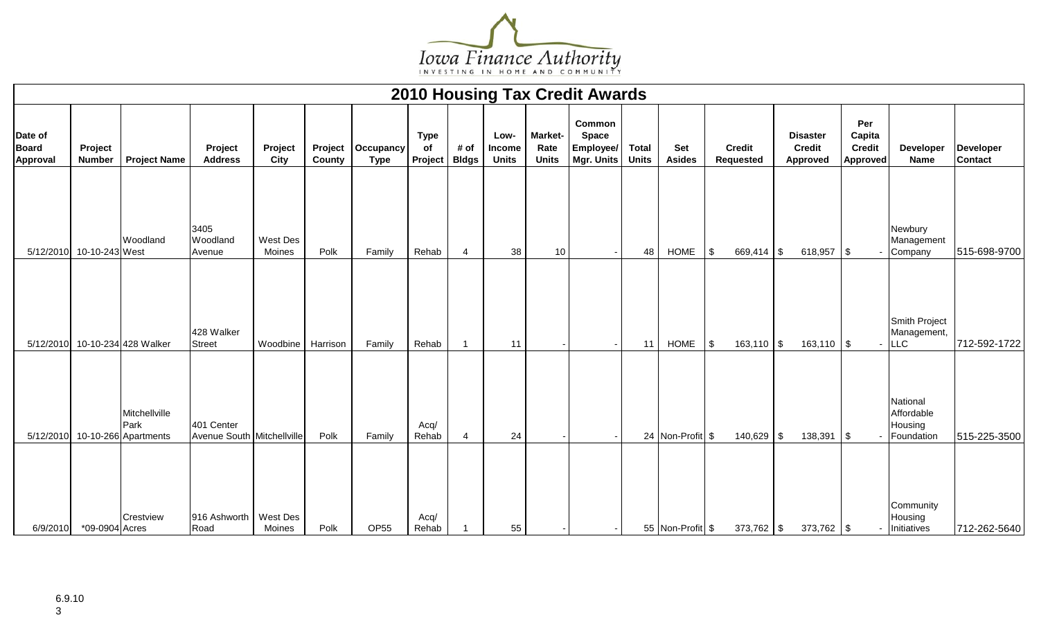# Iowa Finance Authority

INVESTING IN HOME AND COMMUNITY

## 2010 Housing Tax Credit Awards

| Date of Board Approval | Project Number | Project Name | Project Address | Project City | Project County | Occupancy Type | Type of Project | # of Bldgs | Low-Income Units | Market-Rate Units | Common Space Employee/ Mgr. Units | Total Units | Set Asides | Credit Requested | Disaster Credit Approved | Per Capita Credit Approved | Developer Name | Developer Contact |
|---|---|---|---|---|---|---|---|---|---|---|---|---|---|---|---|---|---|---|
| 5/12/2010 | 10-10-243 | Woodland West | 3405 Woodland Avenue | West Des Moines | Polk | Family | Rehab | 4 | 38 | 10 | - | 48 | HOME | $ 669,414 | $ 618,957 | $ - | Newbury Management Company | 515-698-9700 |
| 5/12/2010 | 10-10-234 | 428 Walker | 428 Walker Street | Woodbine | Harrison | Family | Rehab | 1 | 11 | - | - | 11 | HOME | $ 163,110 | $ 163,110 | $ - | Smith Project Management, LLC | 712-592-1722 |
| 5/12/2010 | 10-10-266 | Mitchellville Park Apartments | 401 Center Avenue South | Mitchellville | Polk | Family | Acq/ Rehab | 4 | 24 | - | - | 24 | Non-Profit | $ 140,629 | $ 138,391 | $ - | National Affordable Housing Foundation | 515-225-3500 |
| 6/9/2010 | *09-0904 | Crestview Acres | 916 Ashworth Road | West Des Moines | Polk | OP55 | Acq/ Rehab | 1 | 55 | - | - | 55 | Non-Profit | $ 373,762 | $ 373,762 | $ - | Community Housing Initiatives | 712-262-5640 |

6.9.10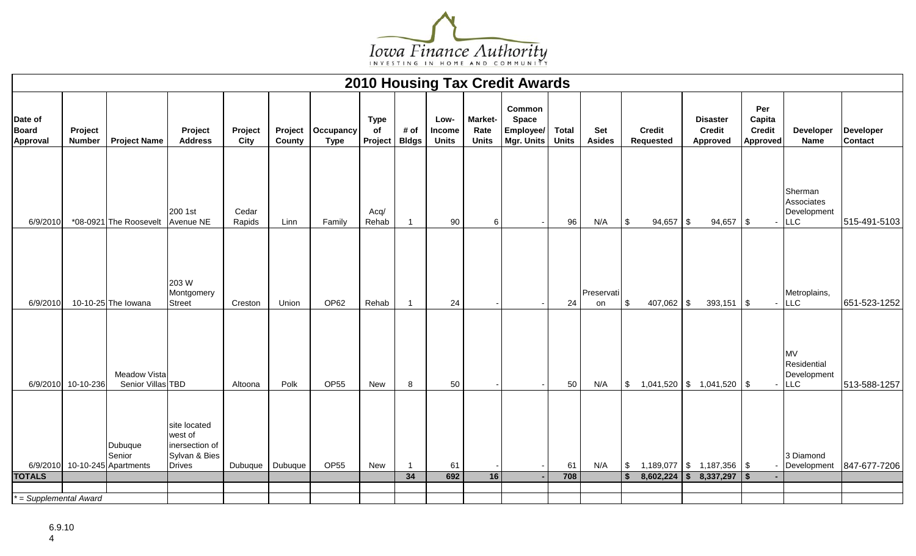Iowa Finance Authority

INVESTING IN HOME AND COMMUNITY

## 2010 Housing Tax Credit Awards

| Date of Board Approval | Project Number | Project Name | Project Address | Project City | Project County | Occupancy Type | Type of Project | # of Bldgs | Low-Income Units | Market-Rate Units | Common Space Employee/ Mgr. Units | Total Units | Set Asides | Credit Requested | Disaster Credit Approved | Per Capita Credit Approved | Developer Name | Developer Contact |
|---|---|---|---|---|---|---|---|---|---|---|---|---|---|---|---|---|---|---|
| 6/9/2010 | *08-0921 | The Roosevelt | 200 1st Avenue NE | Cedar Rapids | Linn | Family | Acq/ Rehab | 1 | 90 | 6 | - | 96 | N/A | $ 94,657 | $ 94,657 | $ - | Sherman Associates Development LLC | 515-491-5103 |
| 6/9/2010 | 10-10-25 | The Iowana | 203 W Montgomery Street | Creston | Union | OP62 | Rehab | 1 | 24 | - | - | 24 | Preservation | $ 407,062 | $ 393,151 | $ - | Metroplains, LLC | 651-523-1252 |
| 6/9/2010 | 10-10-236 | Meadow Vista Senior Villas | TBD | Altoona | Polk | OP55 | New | 8 | 50 | - | - | 50 | N/A | $ 1,041,520 | $ 1,041,520 | $ - | MV Residential Development LLC | 513-588-1257 |
| 6/9/2010 | 10-10-245 | Dubuque Senior Apartments | site located west of inersection of Sylvan & Bies Drives | Dubuque | Dubuque | OP55 | New | 1 | 61 | - | - | 61 | N/A | $ 1,189,077 | $ 1,187,356 | $ - | 3 Diamond Development | 847-677-7206 |
| **TOTALS** | | | | | | | | **34** | **692** | **16** | **-** | **708** | | **$ 8,602,224** | **$ 8,337,297** | **$ -** | | |

*\* = Supplemental Award*

6.9.10